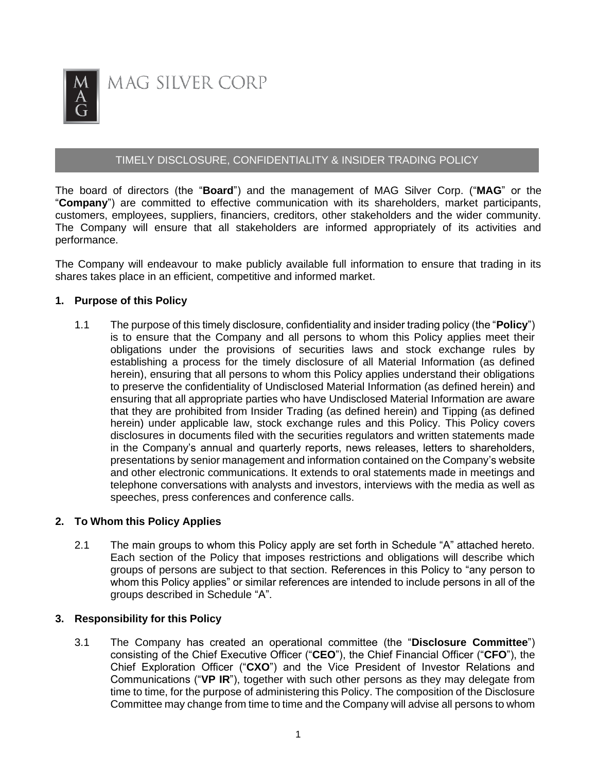MAG SILVER CORP

# TIMELY DISCLOSURE, CONFIDENTIALITY & INSIDER TRADING POLICY

The board of directors (the "**Board**") and the management of MAG Silver Corp. ("**MAG**" or the "**Company**") are committed to effective communication with its shareholders, market participants, customers, employees, suppliers, financiers, creditors, other stakeholders and the wider community. The Company will ensure that all stakeholders are informed appropriately of its activities and performance.

The Company will endeavour to make publicly available full information to ensure that trading in its shares takes place in an efficient, competitive and informed market.

## 1. Purpose of this Policy

1.1 The purpose of this timely disclosure, confidentiality and insider trading policy (the "**Policy**") is to ensure that the Company and all persons to whom this Policy applies meet their obligations under the provisions of securities laws and stock exchange rules by establishing a process for the timely disclosure of all Material Information (as defined herein), ensuring that all persons to whom this Policy applies understand their obligations to preserve the confidentiality of Undisclosed Material Information (as defined herein) and ensuring that all appropriate parties who have Undisclosed Material Information are aware that they are prohibited from Insider Trading (as defined herein) and Tipping (as defined herein) under applicable law, stock exchange rules and this Policy. This Policy covers disclosures in documents filed with the securities regulators and written statements made in the Company's annual and quarterly reports, news releases, letters to shareholders, presentations by senior management and information contained on the Company's website and other electronic communications. It extends to oral statements made in meetings and telephone conversations with analysts and investors, interviews with the media as well as speeches, press conferences and conference calls.

## 2. To Whom this Policy Applies

2.1 The main groups to whom this Policy apply are set forth in Schedule "A" attached hereto. Each section of the Policy that imposes restrictions and obligations will describe which groups of persons are subject to that section. References in this Policy to "any person to whom this Policy applies" or similar references are intended to include persons in all of the groups described in Schedule "A".

## 3. Responsibility for this Policy

3.1 The Company has created an operational committee (the "**Disclosure Committee**") consisting of the Chief Executive Officer ("**CEO**"), the Chief Financial Officer ("**CFO**"), the Chief Exploration Officer ("**CXO**") and the Vice President of Investor Relations and Communications ("**VP IR**"), together with such other persons as they may delegate from time to time, for the purpose of administering this Policy. The composition of the Disclosure Committee may change from time to time and the Company will advise all persons to whom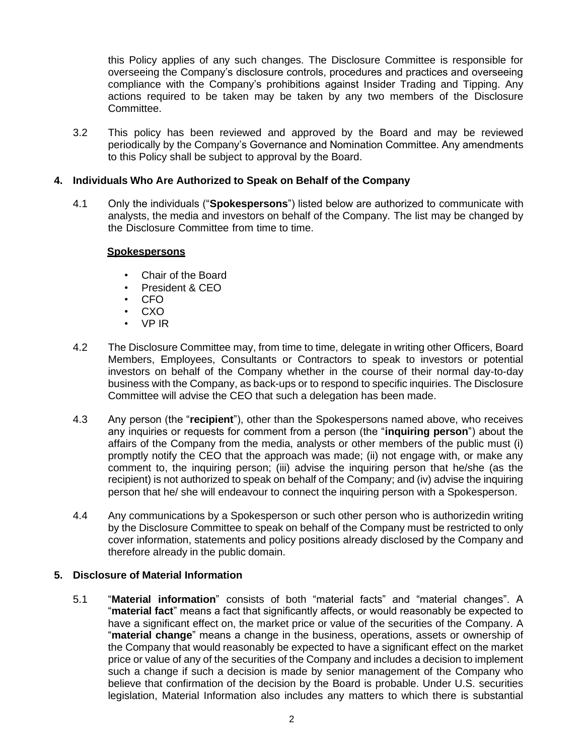this Policy applies of any such changes. The Disclosure Committee is responsible for overseeing the Company's disclosure controls, procedures and practices and overseeing compliance with the Company's prohibitions against Insider Trading and Tipping. Any actions required to be taken may be taken by any two members of the Disclosure Committee.

3.2 This policy has been reviewed and approved by the Board and may be reviewed periodically by the Company's Governance and Nomination Committee. Any amendments to this Policy shall be subject to approval by the Board.

## 4. Individuals Who Are Authorized to Speak on Behalf of the Company

4.1 Only the individuals ("**Spokespersons**") listed below are authorized to communicate with analysts, the media and investors on behalf of the Company. The list may be changed by the Disclosure Committee from time to time.

**Spokespersons**

- Chair of the Board
- President & CEO
- CFO
- CXO
- VP IR

4.2 The Disclosure Committee may, from time to time, delegate in writing other Officers, Board Members, Employees, Consultants or Contractors to speak to investors or potential investors on behalf of the Company whether in the course of their normal day-to-day business with the Company, as back-ups or to respond to specific inquiries. The Disclosure Committee will advise the CEO that such a delegation has been made.

4.3 Any person (the "**recipient**"), other than the Spokespersons named above, who receives any inquiries or requests for comment from a person (the "**inquiring person**") about the affairs of the Company from the media, analysts or other members of the public must (i) promptly notify the CEO that the approach was made; (ii) not engage with, or make any comment to, the inquiring person; (iii) advise the inquiring person that he/she (as the recipient) is not authorized to speak on behalf of the Company; and (iv) advise the inquiring person that he/ she will endeavour to connect the inquiring person with a Spokesperson.

4.4 Any communications by a Spokesperson or such other person who is authorizedin writing by the Disclosure Committee to speak on behalf of the Company must be restricted to only cover information, statements and policy positions already disclosed by the Company and therefore already in the public domain.

## 5. Disclosure of Material Information

5.1 "**Material information**" consists of both "material facts" and "material changes". A "**material fact**" means a fact that significantly affects, or would reasonably be expected to have a significant effect on, the market price or value of the securities of the Company. A "**material change**" means a change in the business, operations, assets or ownership of the Company that would reasonably be expected to have a significant effect on the market price or value of any of the securities of the Company and includes a decision to implement such a change if such a decision is made by senior management of the Company who believe that confirmation of the decision by the Board is probable. Under U.S. securities legislation, Material Information also includes any matters to which there is substantial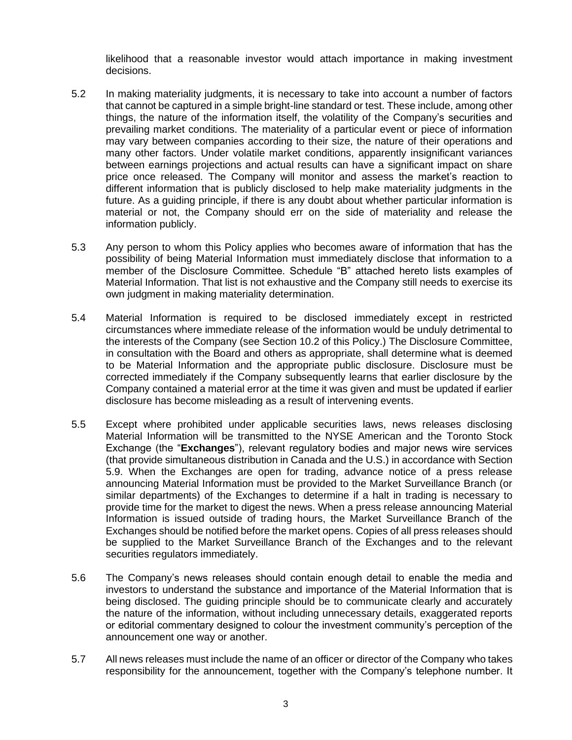likelihood that a reasonable investor would attach importance in making investment decisions.

5.2 In making materiality judgments, it is necessary to take into account a number of factors that cannot be captured in a simple bright-line standard or test. These include, among other things, the nature of the information itself, the volatility of the Company's securities and prevailing market conditions. The materiality of a particular event or piece of information may vary between companies according to their size, the nature of their operations and many other factors. Under volatile market conditions, apparently insignificant variances between earnings projections and actual results can have a significant impact on share price once released. The Company will monitor and assess the market's reaction to different information that is publicly disclosed to help make materiality judgments in the future. As a guiding principle, if there is any doubt about whether particular information is material or not, the Company should err on the side of materiality and release the information publicly.

5.3 Any person to whom this Policy applies who becomes aware of information that has the possibility of being Material Information must immediately disclose that information to a member of the Disclosure Committee. Schedule "B" attached hereto lists examples of Material Information. That list is not exhaustive and the Company still needs to exercise its own judgment in making materiality determination.

5.4 Material Information is required to be disclosed immediately except in restricted circumstances where immediate release of the information would be unduly detrimental to the interests of the Company (see Section 10.2 of this Policy.) The Disclosure Committee, in consultation with the Board and others as appropriate, shall determine what is deemed to be Material Information and the appropriate public disclosure. Disclosure must be corrected immediately if the Company subsequently learns that earlier disclosure by the Company contained a material error at the time it was given and must be updated if earlier disclosure has become misleading as a result of intervening events.

5.5 Except where prohibited under applicable securities laws, news releases disclosing Material Information will be transmitted to the NYSE American and the Toronto Stock Exchange (the "**Exchanges**"), relevant regulatory bodies and major news wire services (that provide simultaneous distribution in Canada and the U.S.) in accordance with Section 5.9. When the Exchanges are open for trading, advance notice of a press release announcing Material Information must be provided to the Market Surveillance Branch (or similar departments) of the Exchanges to determine if a halt in trading is necessary to provide time for the market to digest the news. When a press release announcing Material Information is issued outside of trading hours, the Market Surveillance Branch of the Exchanges should be notified before the market opens. Copies of all press releases should be supplied to the Market Surveillance Branch of the Exchanges and to the relevant securities regulators immediately.

5.6 The Company's news releases should contain enough detail to enable the media and investors to understand the substance and importance of the Material Information that is being disclosed. The guiding principle should be to communicate clearly and accurately the nature of the information, without including unnecessary details, exaggerated reports or editorial commentary designed to colour the investment community's perception of the announcement one way or another.

5.7 All news releases must include the name of an officer or director of the Company who takes responsibility for the announcement, together with the Company's telephone number. It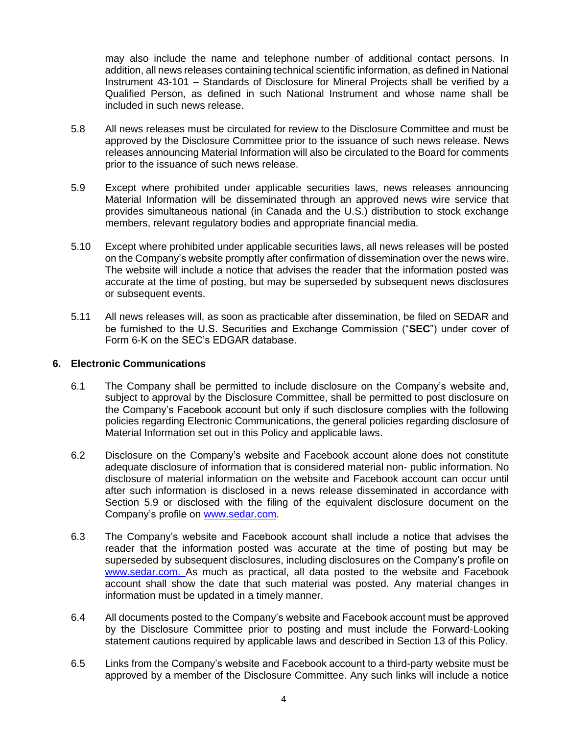may also include the name and telephone number of additional contact persons. In addition, all news releases containing technical scientific information, as defined in National Instrument 43-101 – Standards of Disclosure for Mineral Projects shall be verified by a Qualified Person, as defined in such National Instrument and whose name shall be included in such news release.

5.8 All news releases must be circulated for review to the Disclosure Committee and must be approved by the Disclosure Committee prior to the issuance of such news release. News releases announcing Material Information will also be circulated to the Board for comments prior to the issuance of such news release.

5.9 Except where prohibited under applicable securities laws, news releases announcing Material Information will be disseminated through an approved news wire service that provides simultaneous national (in Canada and the U.S.) distribution to stock exchange members, relevant regulatory bodies and appropriate financial media.

5.10 Except where prohibited under applicable securities laws, all news releases will be posted on the Company's website promptly after confirmation of dissemination over the news wire. The website will include a notice that advises the reader that the information posted was accurate at the time of posting, but may be superseded by subsequent news disclosures or subsequent events.

5.11 All news releases will, as soon as practicable after dissemination, be filed on SEDAR and be furnished to the U.S. Securities and Exchange Commission ("**SEC**") under cover of Form 6-K on the SEC's EDGAR database.

## 6. Electronic Communications

6.1 The Company shall be permitted to include disclosure on the Company's website and, subject to approval by the Disclosure Committee, shall be permitted to post disclosure on the Company's Facebook account but only if such disclosure complies with the following policies regarding Electronic Communications, the general policies regarding disclosure of Material Information set out in this Policy and applicable laws.

6.2 Disclosure on the Company's website and Facebook account alone does not constitute adequate disclosure of information that is considered material non- public information. No disclosure of material information on the website and Facebook account can occur until after such information is disclosed in a news release disseminated in accordance with Section 5.9 or disclosed with the filing of the equivalent disclosure document on the Company's profile on www.sedar.com.

6.3 The Company's website and Facebook account shall include a notice that advises the reader that the information posted was accurate at the time of posting but may be superseded by subsequent disclosures, including disclosures on the Company's profile on www.sedar.com. As much as practical, all data posted to the website and Facebook account shall show the date that such material was posted. Any material changes in information must be updated in a timely manner.

6.4 All documents posted to the Company's website and Facebook account must be approved by the Disclosure Committee prior to posting and must include the Forward-Looking statement cautions required by applicable laws and described in Section 13 of this Policy.

6.5 Links from the Company's website and Facebook account to a third-party website must be approved by a member of the Disclosure Committee. Any such links will include a notice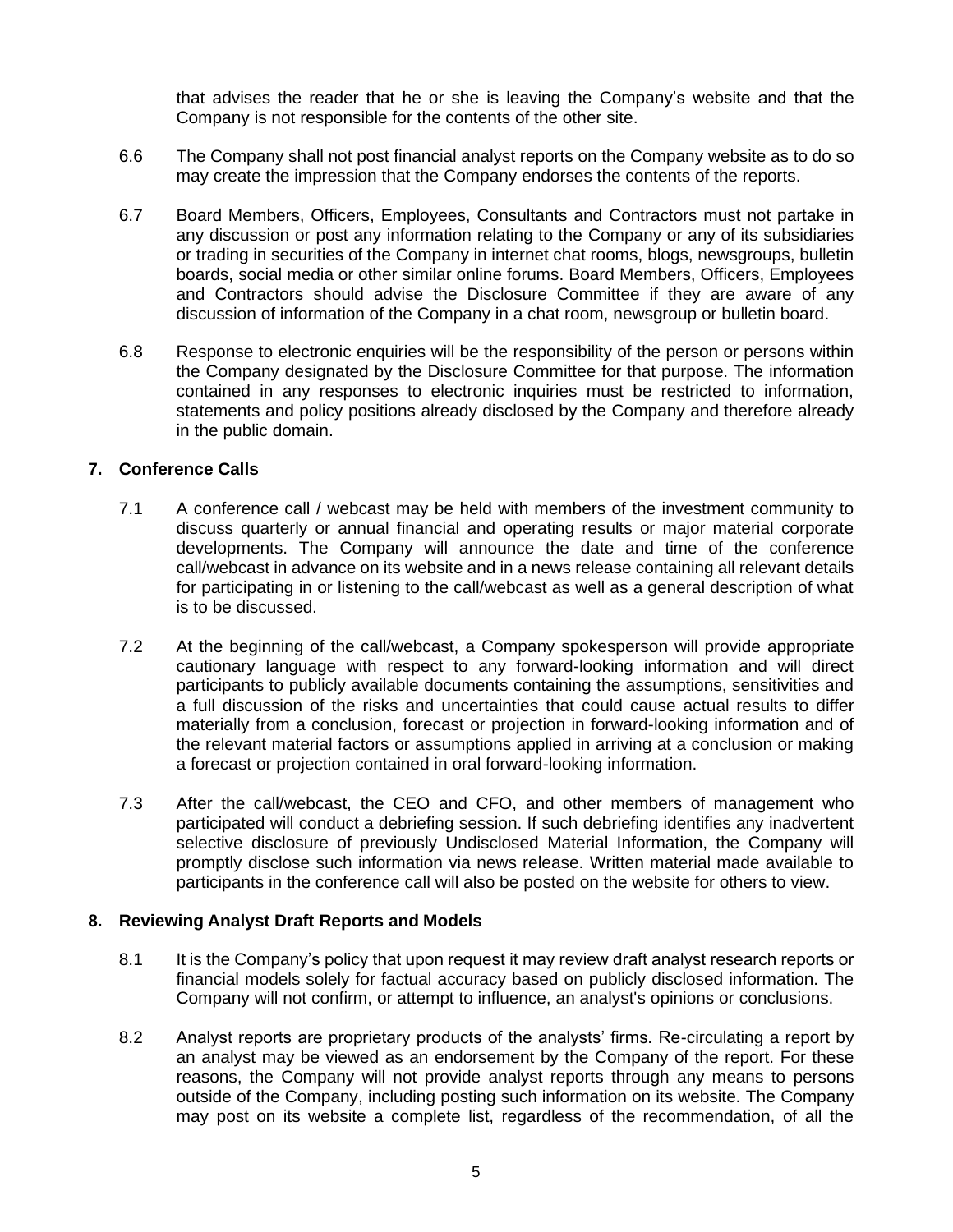that advises the reader that he or she is leaving the Company's website and that the Company is not responsible for the contents of the other site.

6.6 The Company shall not post financial analyst reports on the Company website as to do so may create the impression that the Company endorses the contents of the reports.

6.7 Board Members, Officers, Employees, Consultants and Contractors must not partake in any discussion or post any information relating to the Company or any of its subsidiaries or trading in securities of the Company in internet chat rooms, blogs, newsgroups, bulletin boards, social media or other similar online forums. Board Members, Officers, Employees and Contractors should advise the Disclosure Committee if they are aware of any discussion of information of the Company in a chat room, newsgroup or bulletin board.

6.8 Response to electronic enquiries will be the responsibility of the person or persons within the Company designated by the Disclosure Committee for that purpose. The information contained in any responses to electronic inquiries must be restricted to information, statements and policy positions already disclosed by the Company and therefore already in the public domain.

## 7. Conference Calls

7.1 A conference call / webcast may be held with members of the investment community to discuss quarterly or annual financial and operating results or major material corporate developments. The Company will announce the date and time of the conference call/webcast in advance on its website and in a news release containing all relevant details for participating in or listening to the call/webcast as well as a general description of what is to be discussed.

7.2 At the beginning of the call/webcast, a Company spokesperson will provide appropriate cautionary language with respect to any forward-looking information and will direct participants to publicly available documents containing the assumptions, sensitivities and a full discussion of the risks and uncertainties that could cause actual results to differ materially from a conclusion, forecast or projection in forward-looking information and of the relevant material factors or assumptions applied in arriving at a conclusion or making a forecast or projection contained in oral forward-looking information.

7.3 After the call/webcast, the CEO and CFO, and other members of management who participated will conduct a debriefing session. If such debriefing identifies any inadvertent selective disclosure of previously Undisclosed Material Information, the Company will promptly disclose such information via news release. Written material made available to participants in the conference call will also be posted on the website for others to view.

## 8. Reviewing Analyst Draft Reports and Models

8.1 It is the Company's policy that upon request it may review draft analyst research reports or financial models solely for factual accuracy based on publicly disclosed information. The Company will not confirm, or attempt to influence, an analyst's opinions or conclusions.

8.2 Analyst reports are proprietary products of the analysts' firms. Re-circulating a report by an analyst may be viewed as an endorsement by the Company of the report. For these reasons, the Company will not provide analyst reports through any means to persons outside of the Company, including posting such information on its website. The Company may post on its website a complete list, regardless of the recommendation, of all the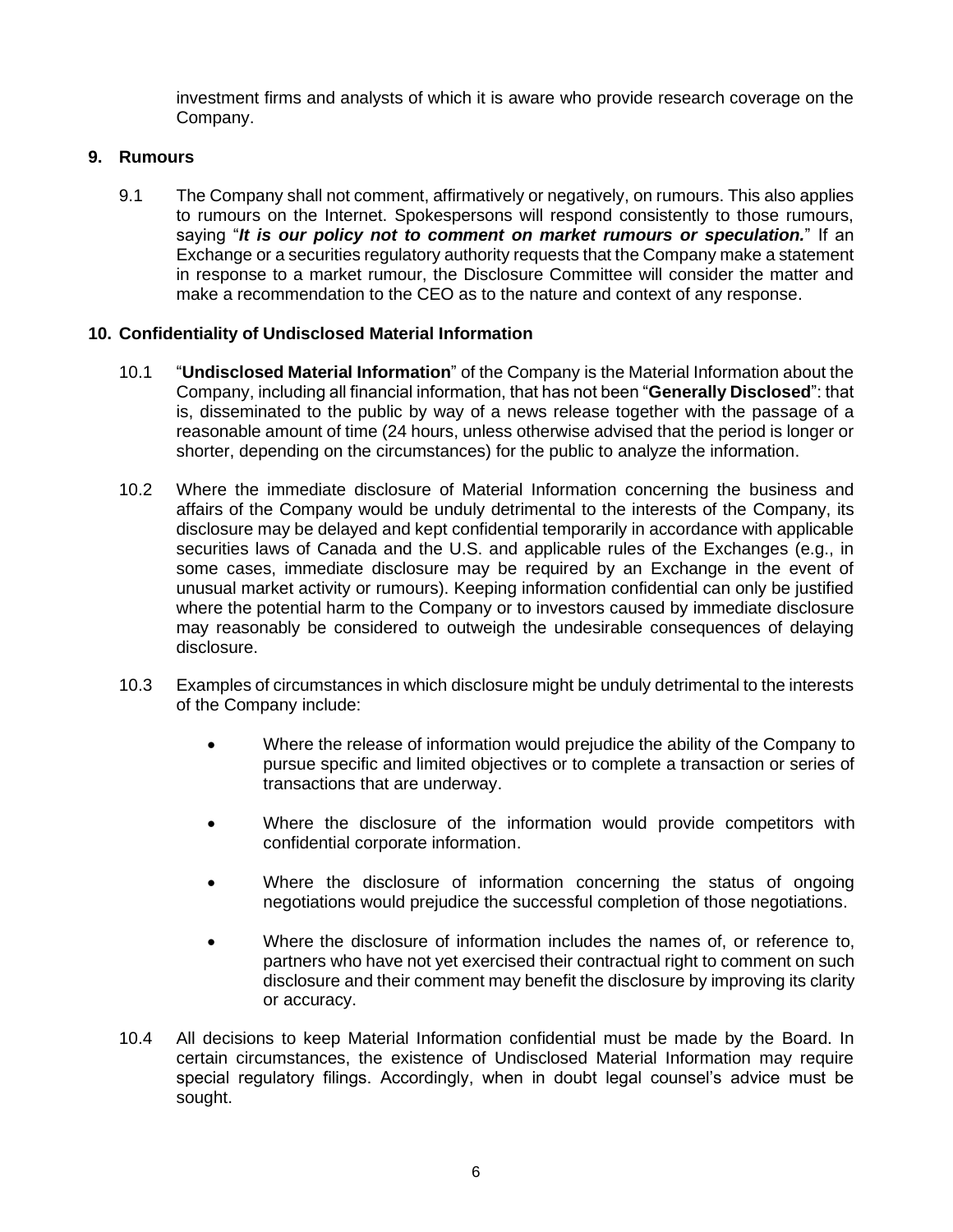investment firms and analysts of which it is aware who provide research coverage on the Company.

## 9. Rumours

9.1 The Company shall not comment, affirmatively or negatively, on rumours. This also applies to rumours on the Internet. Spokespersons will respond consistently to those rumours, saying "***It is our policy not to comment on market rumours or speculation.***" If an Exchange or a securities regulatory authority requests that the Company make a statement in response to a market rumour, the Disclosure Committee will consider the matter and make a recommendation to the CEO as to the nature and context of any response.

## 10. Confidentiality of Undisclosed Material Information

10.1 "**Undisclosed Material Information**" of the Company is the Material Information about the Company, including all financial information, that has not been "**Generally Disclosed**": that is, disseminated to the public by way of a news release together with the passage of a reasonable amount of time (24 hours, unless otherwise advised that the period is longer or shorter, depending on the circumstances) for the public to analyze the information.

10.2 Where the immediate disclosure of Material Information concerning the business and affairs of the Company would be unduly detrimental to the interests of the Company, its disclosure may be delayed and kept confidential temporarily in accordance with applicable securities laws of Canada and the U.S. and applicable rules of the Exchanges (e.g., in some cases, immediate disclosure may be required by an Exchange in the event of unusual market activity or rumours). Keeping information confidential can only be justified where the potential harm to the Company or to investors caused by immediate disclosure may reasonably be considered to outweigh the undesirable consequences of delaying disclosure.

10.3 Examples of circumstances in which disclosure might be unduly detrimental to the interests of the Company include:

- Where the release of information would prejudice the ability of the Company to pursue specific and limited objectives or to complete a transaction or series of transactions that are underway.
- Where the disclosure of the information would provide competitors with confidential corporate information.
- Where the disclosure of information concerning the status of ongoing negotiations would prejudice the successful completion of those negotiations.
- Where the disclosure of information includes the names of, or reference to, partners who have not yet exercised their contractual right to comment on such disclosure and their comment may benefit the disclosure by improving its clarity or accuracy.

10.4 All decisions to keep Material Information confidential must be made by the Board. In certain circumstances, the existence of Undisclosed Material Information may require special regulatory filings. Accordingly, when in doubt legal counsel's advice must be sought.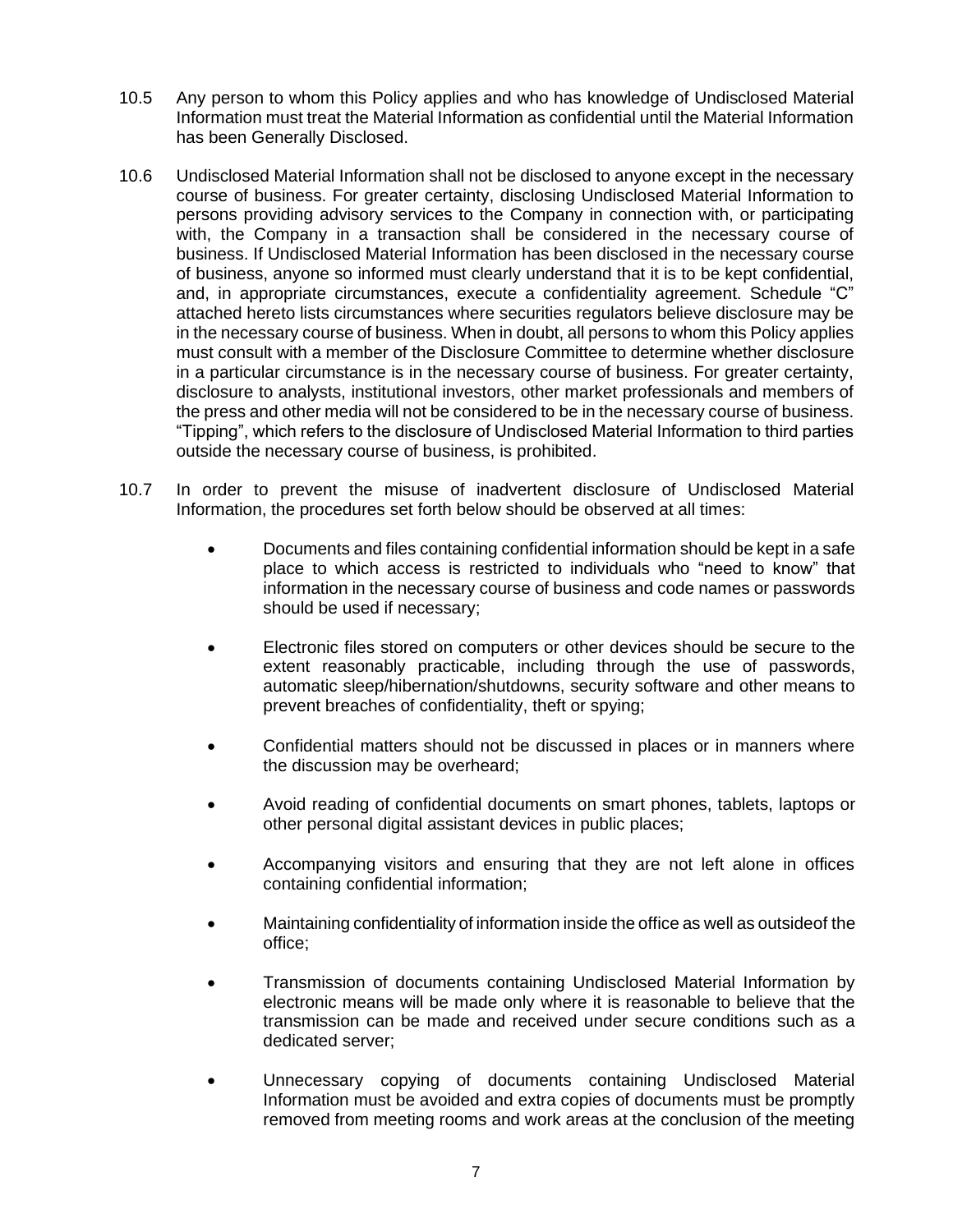10.5 Any person to whom this Policy applies and who has knowledge of Undisclosed Material Information must treat the Material Information as confidential until the Material Information has been Generally Disclosed.

10.6 Undisclosed Material Information shall not be disclosed to anyone except in the necessary course of business. For greater certainty, disclosing Undisclosed Material Information to persons providing advisory services to the Company in connection with, or participating with, the Company in a transaction shall be considered in the necessary course of business. If Undisclosed Material Information has been disclosed in the necessary course of business, anyone so informed must clearly understand that it is to be kept confidential, and, in appropriate circumstances, execute a confidentiality agreement. Schedule "C" attached hereto lists circumstances where securities regulators believe disclosure may be in the necessary course of business. When in doubt, all persons to whom this Policy applies must consult with a member of the Disclosure Committee to determine whether disclosure in a particular circumstance is in the necessary course of business. For greater certainty, disclosure to analysts, institutional investors, other market professionals and members of the press and other media will not be considered to be in the necessary course of business. "Tipping", which refers to the disclosure of Undisclosed Material Information to third parties outside the necessary course of business, is prohibited.

10.7 In order to prevent the misuse of inadvertent disclosure of Undisclosed Material Information, the procedures set forth below should be observed at all times:

- Documents and files containing confidential information should be kept in a safe place to which access is restricted to individuals who "need to know" that information in the necessary course of business and code names or passwords should be used if necessary;
- Electronic files stored on computers or other devices should be secure to the extent reasonably practicable, including through the use of passwords, automatic sleep/hibernation/shutdowns, security software and other means to prevent breaches of confidentiality, theft or spying;
- Confidential matters should not be discussed in places or in manners where the discussion may be overheard;
- Avoid reading of confidential documents on smart phones, tablets, laptops or other personal digital assistant devices in public places;
- Accompanying visitors and ensuring that they are not left alone in offices containing confidential information;
- Maintaining confidentiality of information inside the office as well as outsideof the office;
- Transmission of documents containing Undisclosed Material Information by electronic means will be made only where it is reasonable to believe that the transmission can be made and received under secure conditions such as a dedicated server;
- Unnecessary copying of documents containing Undisclosed Material Information must be avoided and extra copies of documents must be promptly removed from meeting rooms and work areas at the conclusion of the meeting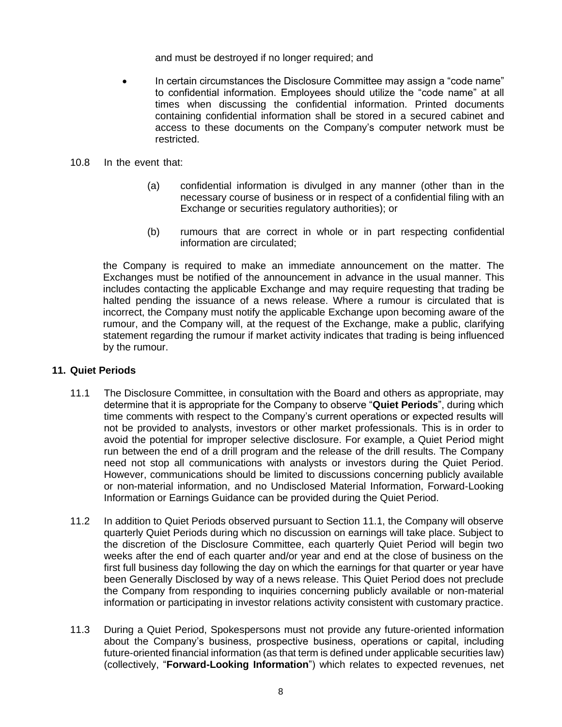and must be destroyed if no longer required; and

- In certain circumstances the Disclosure Committee may assign a "code name" to confidential information. Employees should utilize the "code name" at all times when discussing the confidential information. Printed documents containing confidential information shall be stored in a secured cabinet and access to these documents on the Company's computer network must be restricted.

10.8 In the event that:

(a) confidential information is divulged in any manner (other than in the necessary course of business or in respect of a confidential filing with an Exchange or securities regulatory authorities); or

(b) rumours that are correct in whole or in part respecting confidential information are circulated;

the Company is required to make an immediate announcement on the matter. The Exchanges must be notified of the announcement in advance in the usual manner. This includes contacting the applicable Exchange and may require requesting that trading be halted pending the issuance of a news release. Where a rumour is circulated that is incorrect, the Company must notify the applicable Exchange upon becoming aware of the rumour, and the Company will, at the request of the Exchange, make a public, clarifying statement regarding the rumour if market activity indicates that trading is being influenced by the rumour.

## 11. Quiet Periods

11.1 The Disclosure Committee, in consultation with the Board and others as appropriate, may determine that it is appropriate for the Company to observe "**Quiet Periods**", during which time comments with respect to the Company's current operations or expected results will not be provided to analysts, investors or other market professionals. This is in order to avoid the potential for improper selective disclosure. For example, a Quiet Period might run between the end of a drill program and the release of the drill results. The Company need not stop all communications with analysts or investors during the Quiet Period. However, communications should be limited to discussions concerning publicly available or non-material information, and no Undisclosed Material Information, Forward-Looking Information or Earnings Guidance can be provided during the Quiet Period.

11.2 In addition to Quiet Periods observed pursuant to Section 11.1, the Company will observe quarterly Quiet Periods during which no discussion on earnings will take place. Subject to the discretion of the Disclosure Committee, each quarterly Quiet Period will begin two weeks after the end of each quarter and/or year and end at the close of business on the first full business day following the day on which the earnings for that quarter or year have been Generally Disclosed by way of a news release. This Quiet Period does not preclude the Company from responding to inquiries concerning publicly available or non-material information or participating in investor relations activity consistent with customary practice.

11.3 During a Quiet Period, Spokespersons must not provide any future-oriented information about the Company's business, prospective business, operations or capital, including future-oriented financial information (as that term is defined under applicable securities law) (collectively, "**Forward-Looking Information**") which relates to expected revenues, net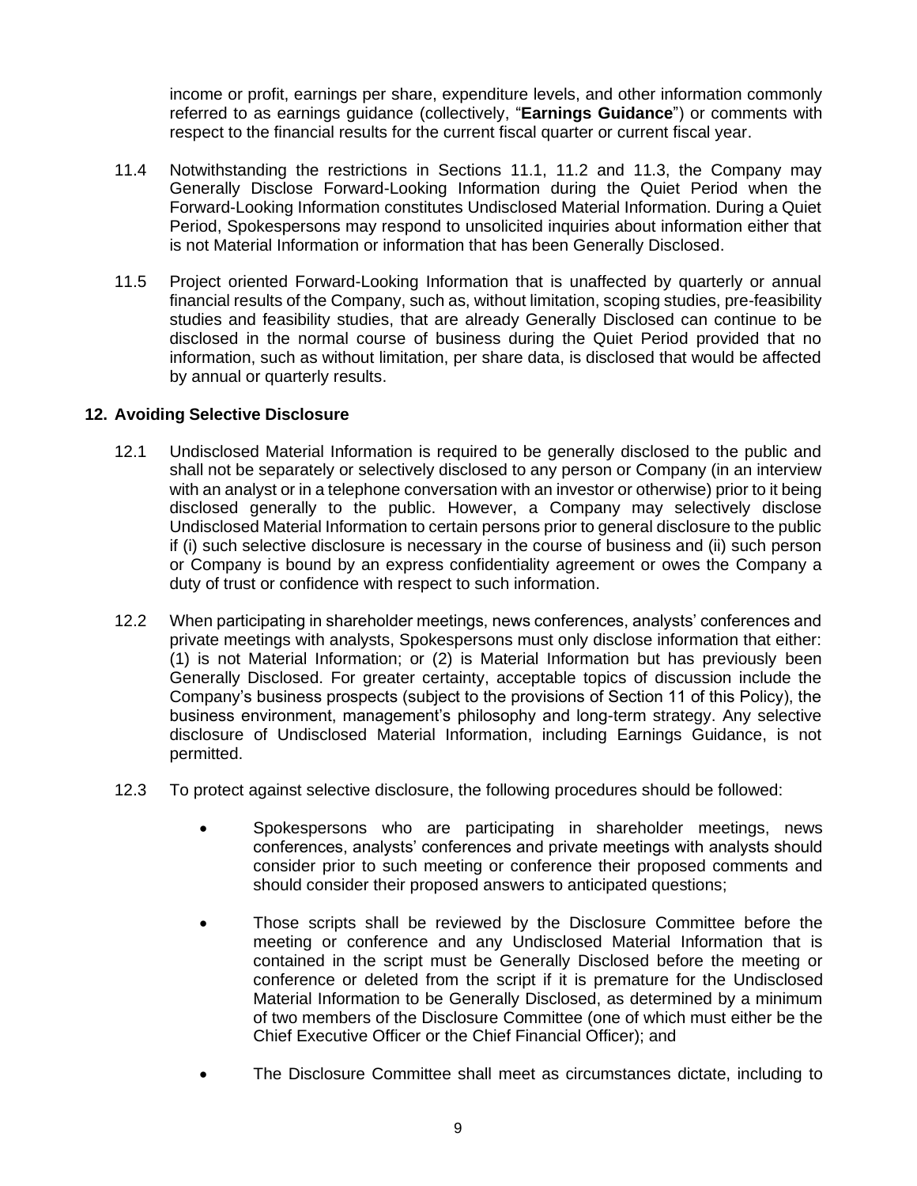income or profit, earnings per share, expenditure levels, and other information commonly referred to as earnings guidance (collectively, "**Earnings Guidance**") or comments with respect to the financial results for the current fiscal quarter or current fiscal year.

11.4 Notwithstanding the restrictions in Sections 11.1, 11.2 and 11.3, the Company may Generally Disclose Forward-Looking Information during the Quiet Period when the Forward-Looking Information constitutes Undisclosed Material Information. During a Quiet Period, Spokespersons may respond to unsolicited inquiries about information either that is not Material Information or information that has been Generally Disclosed.

11.5 Project oriented Forward-Looking Information that is unaffected by quarterly or annual financial results of the Company, such as, without limitation, scoping studies, pre-feasibility studies and feasibility studies, that are already Generally Disclosed can continue to be disclosed in the normal course of business during the Quiet Period provided that no information, such as without limitation, per share data, is disclosed that would be affected by annual or quarterly results.

## 12. Avoiding Selective Disclosure

12.1 Undisclosed Material Information is required to be generally disclosed to the public and shall not be separately or selectively disclosed to any person or Company (in an interview with an analyst or in a telephone conversation with an investor or otherwise) prior to it being disclosed generally to the public. However, a Company may selectively disclose Undisclosed Material Information to certain persons prior to general disclosure to the public if (i) such selective disclosure is necessary in the course of business and (ii) such person or Company is bound by an express confidentiality agreement or owes the Company a duty of trust or confidence with respect to such information.

12.2 When participating in shareholder meetings, news conferences, analysts' conferences and private meetings with analysts, Spokespersons must only disclose information that either: (1) is not Material Information; or (2) is Material Information but has previously been Generally Disclosed. For greater certainty, acceptable topics of discussion include the Company's business prospects (subject to the provisions of Section 11 of this Policy), the business environment, management's philosophy and long-term strategy. Any selective disclosure of Undisclosed Material Information, including Earnings Guidance, is not permitted.

12.3 To protect against selective disclosure, the following procedures should be followed:

- Spokespersons who are participating in shareholder meetings, news conferences, analysts' conferences and private meetings with analysts should consider prior to such meeting or conference their proposed comments and should consider their proposed answers to anticipated questions;
- Those scripts shall be reviewed by the Disclosure Committee before the meeting or conference and any Undisclosed Material Information that is contained in the script must be Generally Disclosed before the meeting or conference or deleted from the script if it is premature for the Undisclosed Material Information to be Generally Disclosed, as determined by a minimum of two members of the Disclosure Committee (one of which must either be the Chief Executive Officer or the Chief Financial Officer); and
- The Disclosure Committee shall meet as circumstances dictate, including to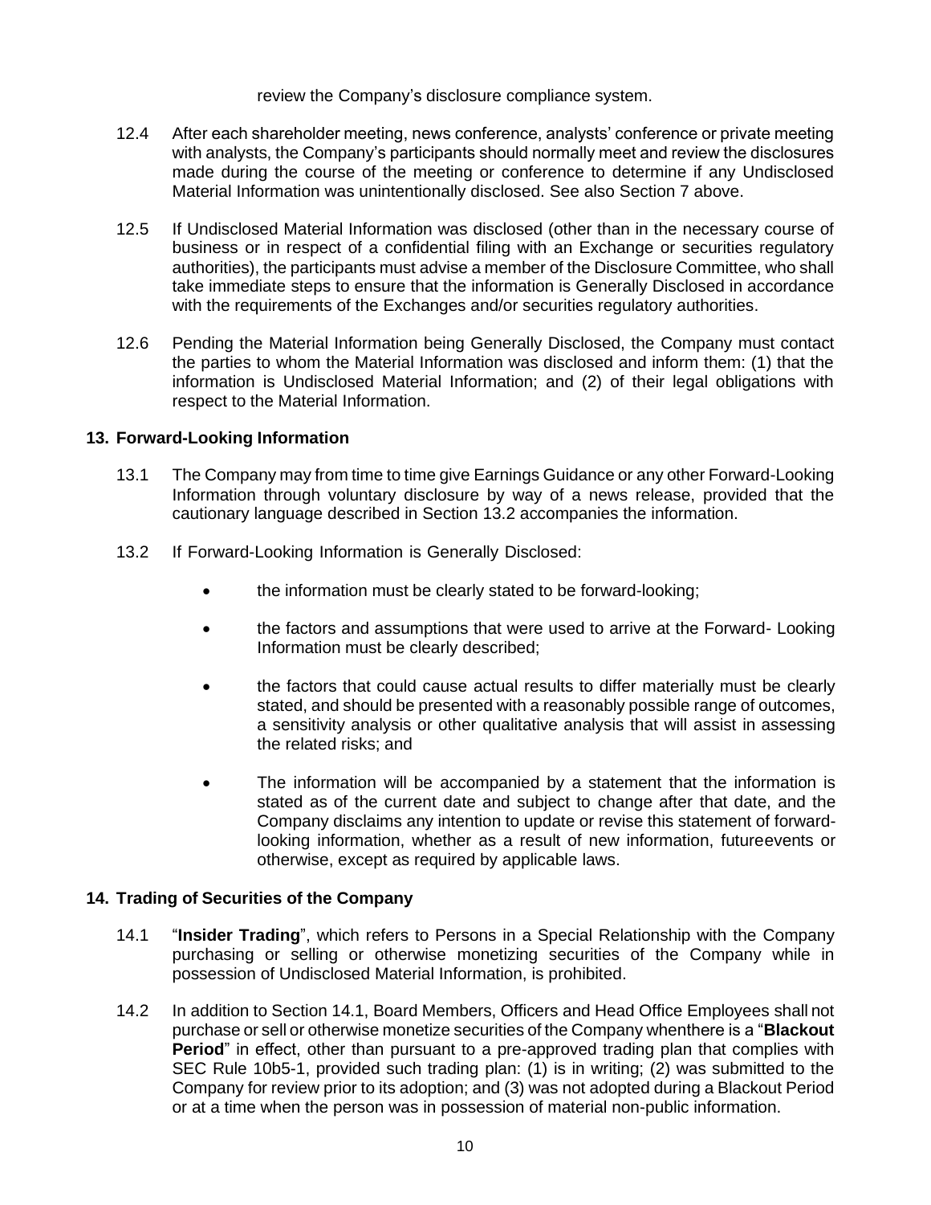review the Company's disclosure compliance system.

12.4 After each shareholder meeting, news conference, analysts' conference or private meeting with analysts, the Company's participants should normally meet and review the disclosures made during the course of the meeting or conference to determine if any Undisclosed Material Information was unintentionally disclosed. See also Section 7 above.

12.5 If Undisclosed Material Information was disclosed (other than in the necessary course of business or in respect of a confidential filing with an Exchange or securities regulatory authorities), the participants must advise a member of the Disclosure Committee, who shall take immediate steps to ensure that the information is Generally Disclosed in accordance with the requirements of the Exchanges and/or securities regulatory authorities.

12.6 Pending the Material Information being Generally Disclosed, the Company must contact the parties to whom the Material Information was disclosed and inform them: (1) that the information is Undisclosed Material Information; and (2) of their legal obligations with respect to the Material Information.

## 13. Forward-Looking Information

13.1 The Company may from time to time give Earnings Guidance or any other Forward-Looking Information through voluntary disclosure by way of a news release, provided that the cautionary language described in Section 13.2 accompanies the information.

13.2 If Forward-Looking Information is Generally Disclosed:

- the information must be clearly stated to be forward-looking;
- the factors and assumptions that were used to arrive at the Forward- Looking Information must be clearly described;
- the factors that could cause actual results to differ materially must be clearly stated, and should be presented with a reasonably possible range of outcomes, a sensitivity analysis or other qualitative analysis that will assist in assessing the related risks; and
- The information will be accompanied by a statement that the information is stated as of the current date and subject to change after that date, and the Company disclaims any intention to update or revise this statement of forward-looking information, whether as a result of new information, futureevents or otherwise, except as required by applicable laws.

## 14. Trading of Securities of the Company

14.1 "**Insider Trading**", which refers to Persons in a Special Relationship with the Company purchasing or selling or otherwise monetizing securities of the Company while in possession of Undisclosed Material Information, is prohibited.

14.2 In addition to Section 14.1, Board Members, Officers and Head Office Employees shall not purchase or sell or otherwise monetize securities of the Company whenthere is a "**Blackout Period**" in effect, other than pursuant to a pre-approved trading plan that complies with SEC Rule 10b5-1, provided such trading plan: (1) is in writing; (2) was submitted to the Company for review prior to its adoption; and (3) was not adopted during a Blackout Period or at a time when the person was in possession of material non-public information.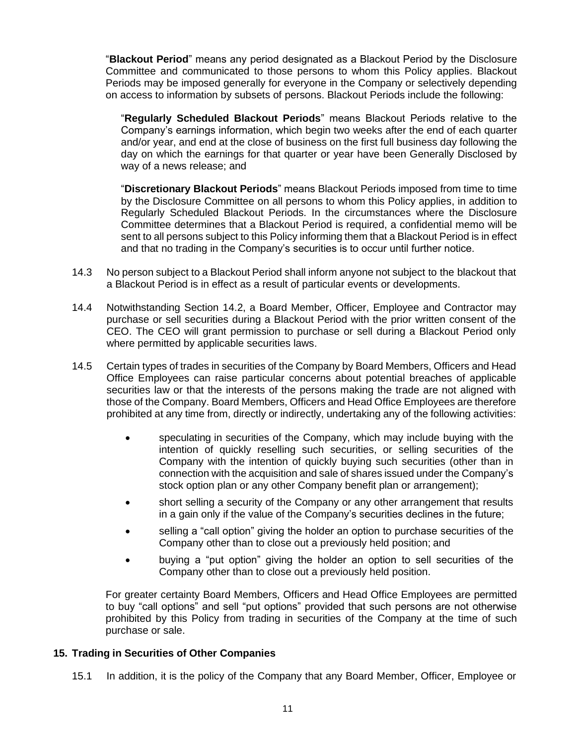"**Blackout Period**" means any period designated as a Blackout Period by the Disclosure Committee and communicated to those persons to whom this Policy applies. Blackout Periods may be imposed generally for everyone in the Company or selectively depending on access to information by subsets of persons. Blackout Periods include the following:

"**Regularly Scheduled Blackout Periods**" means Blackout Periods relative to the Company's earnings information, which begin two weeks after the end of each quarter and/or year, and end at the close of business on the first full business day following the day on which the earnings for that quarter or year have been Generally Disclosed by way of a news release; and

"**Discretionary Blackout Periods**" means Blackout Periods imposed from time to time by the Disclosure Committee on all persons to whom this Policy applies, in addition to Regularly Scheduled Blackout Periods. In the circumstances where the Disclosure Committee determines that a Blackout Period is required, a confidential memo will be sent to all persons subject to this Policy informing them that a Blackout Period is in effect and that no trading in the Company's securities is to occur until further notice.

14.3 No person subject to a Blackout Period shall inform anyone not subject to the blackout that a Blackout Period is in effect as a result of particular events or developments.

14.4 Notwithstanding Section 14.2, a Board Member, Officer, Employee and Contractor may purchase or sell securities during a Blackout Period with the prior written consent of the CEO. The CEO will grant permission to purchase or sell during a Blackout Period only where permitted by applicable securities laws.

14.5 Certain types of trades in securities of the Company by Board Members, Officers and Head Office Employees can raise particular concerns about potential breaches of applicable securities law or that the interests of the persons making the trade are not aligned with those of the Company. Board Members, Officers and Head Office Employees are therefore prohibited at any time from, directly or indirectly, undertaking any of the following activities:

- speculating in securities of the Company, which may include buying with the intention of quickly reselling such securities, or selling securities of the Company with the intention of quickly buying such securities (other than in connection with the acquisition and sale of shares issued under the Company's stock option plan or any other Company benefit plan or arrangement);
- short selling a security of the Company or any other arrangement that results in a gain only if the value of the Company's securities declines in the future;
- selling a "call option" giving the holder an option to purchase securities of the Company other than to close out a previously held position; and
- buying a "put option" giving the holder an option to sell securities of the Company other than to close out a previously held position.

For greater certainty Board Members, Officers and Head Office Employees are permitted to buy "call options" and sell "put options" provided that such persons are not otherwise prohibited by this Policy from trading in securities of the Company at the time of such purchase or sale.

## 15. Trading in Securities of Other Companies

15.1 In addition, it is the policy of the Company that any Board Member, Officer, Employee or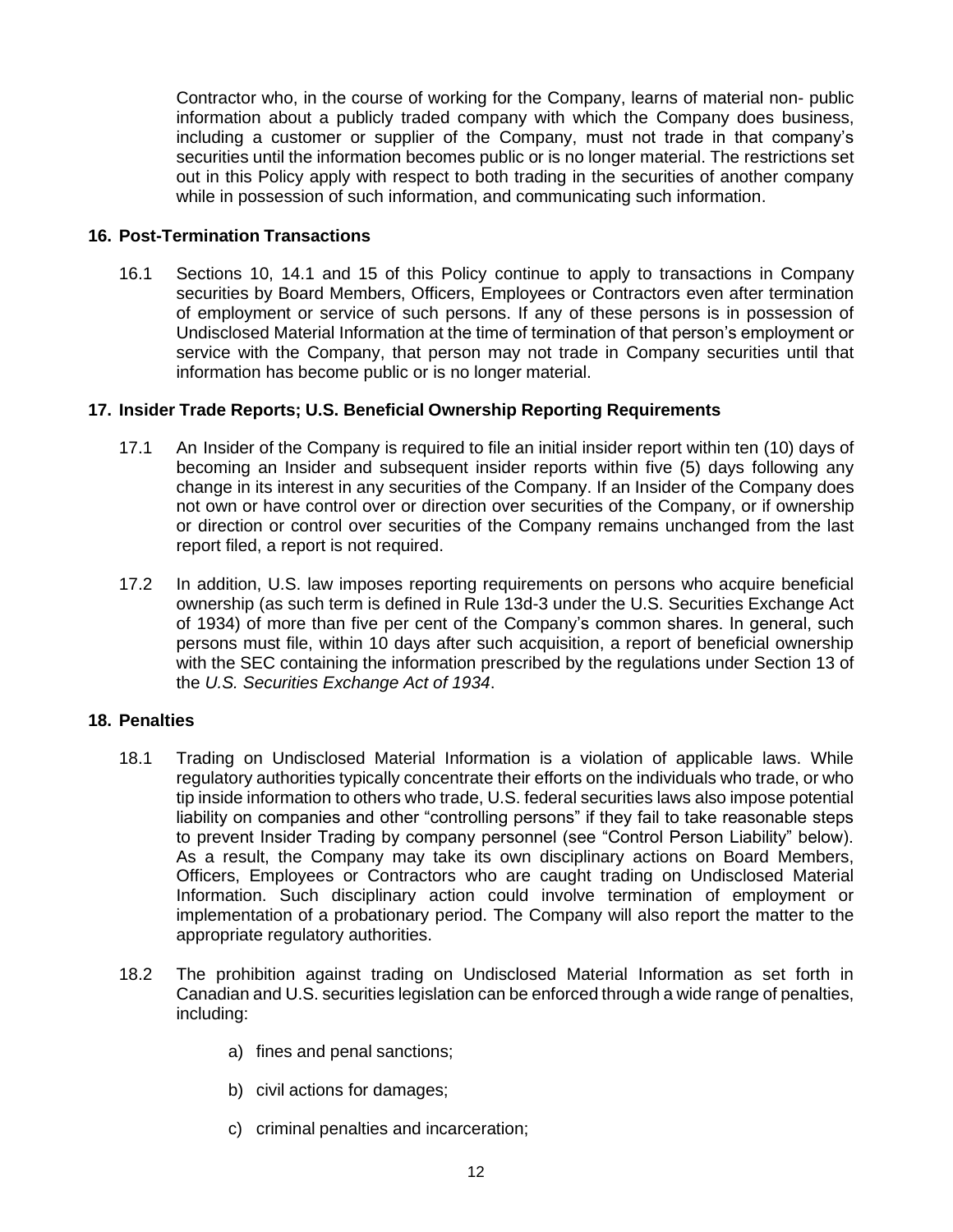Contractor who, in the course of working for the Company, learns of material non- public information about a publicly traded company with which the Company does business, including a customer or supplier of the Company, must not trade in that company's securities until the information becomes public or is no longer material. The restrictions set out in this Policy apply with respect to both trading in the securities of another company while in possession of such information, and communicating such information.

## 16. Post-Termination Transactions

16.1 Sections 10, 14.1 and 15 of this Policy continue to apply to transactions in Company securities by Board Members, Officers, Employees or Contractors even after termination of employment or service of such persons. If any of these persons is in possession of Undisclosed Material Information at the time of termination of that person's employment or service with the Company, that person may not trade in Company securities until that information has become public or is no longer material.

## 17. Insider Trade Reports; U.S. Beneficial Ownership Reporting Requirements

17.1 An Insider of the Company is required to file an initial insider report within ten (10) days of becoming an Insider and subsequent insider reports within five (5) days following any change in its interest in any securities of the Company. If an Insider of the Company does not own or have control over or direction over securities of the Company, or if ownership or direction or control over securities of the Company remains unchanged from the last report filed, a report is not required.

17.2 In addition, U.S. law imposes reporting requirements on persons who acquire beneficial ownership (as such term is defined in Rule 13d-3 under the U.S. Securities Exchange Act of 1934) of more than five per cent of the Company's common shares. In general, such persons must file, within 10 days after such acquisition, a report of beneficial ownership with the SEC containing the information prescribed by the regulations under Section 13 of the *U.S. Securities Exchange Act of 1934*.

## 18. Penalties

18.1 Trading on Undisclosed Material Information is a violation of applicable laws. While regulatory authorities typically concentrate their efforts on the individuals who trade, or who tip inside information to others who trade, U.S. federal securities laws also impose potential liability on companies and other "controlling persons" if they fail to take reasonable steps to prevent Insider Trading by company personnel (see "Control Person Liability" below). As a result, the Company may take its own disciplinary actions on Board Members, Officers, Employees or Contractors who are caught trading on Undisclosed Material Information. Such disciplinary action could involve termination of employment or implementation of a probationary period. The Company will also report the matter to the appropriate regulatory authorities.

18.2 The prohibition against trading on Undisclosed Material Information as set forth in Canadian and U.S. securities legislation can be enforced through a wide range of penalties, including:

a) fines and penal sanctions;

b) civil actions for damages;

c) criminal penalties and incarceration;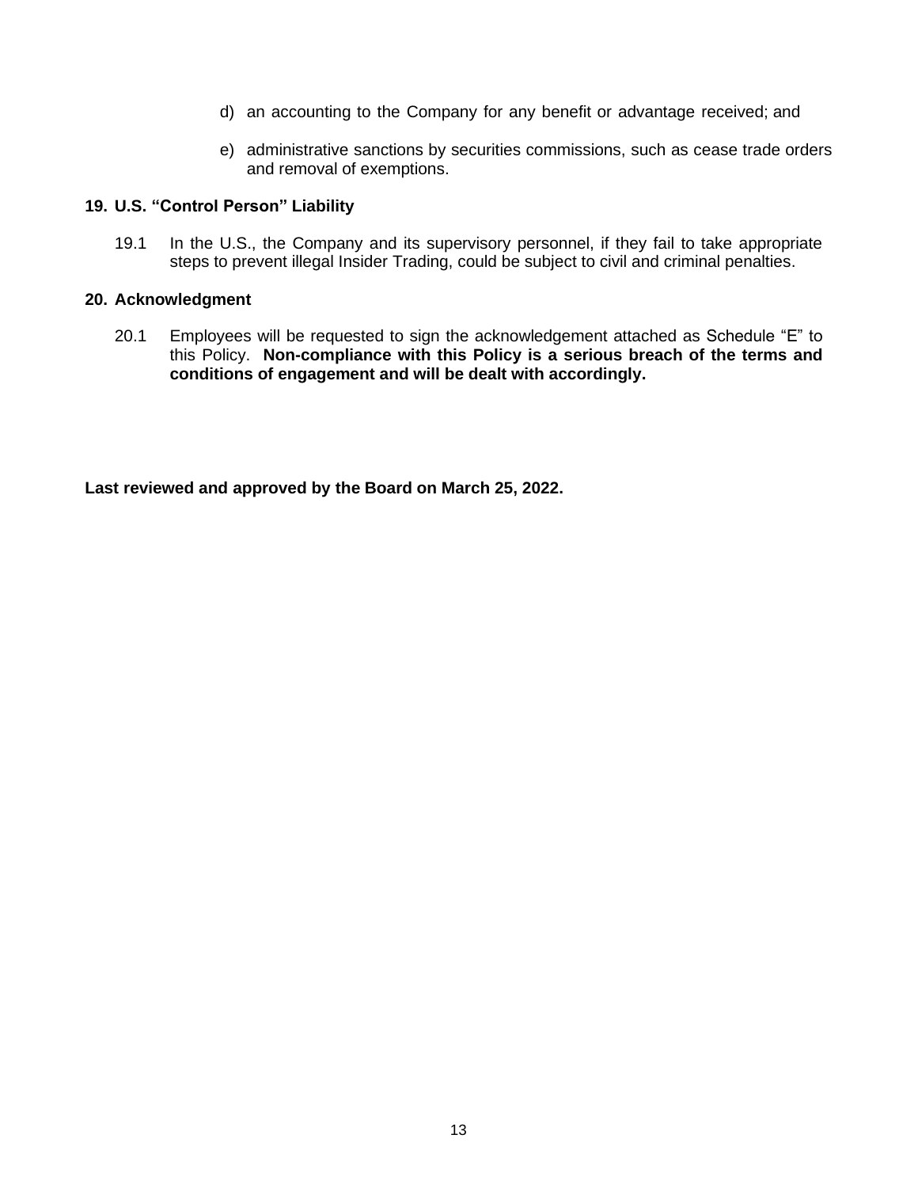d) an accounting to the Company for any benefit or advantage received; and

e) administrative sanctions by securities commissions, such as cease trade orders and removal of exemptions.

## 19. U.S. "Control Person" Liability

19.1 In the U.S., the Company and its supervisory personnel, if they fail to take appropriate steps to prevent illegal Insider Trading, could be subject to civil and criminal penalties.

## 20. Acknowledgment

20.1 Employees will be requested to sign the acknowledgement attached as Schedule "E" to this Policy. **Non-compliance with this Policy is a serious breach of the terms and conditions of engagement and will be dealt with accordingly.**

**Last reviewed and approved by the Board on March 25, 2022.**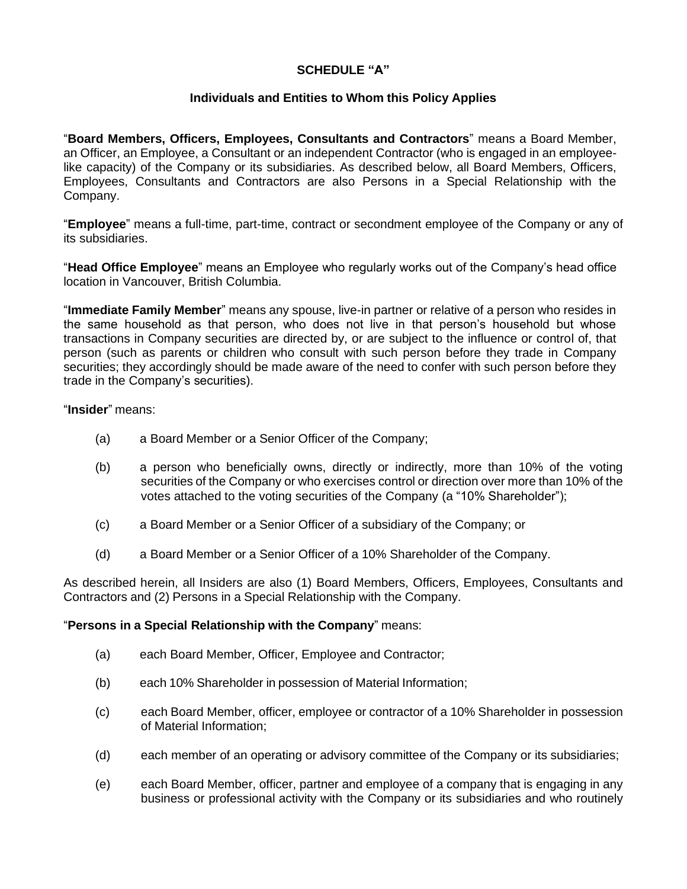**SCHEDULE "A"**

**Individuals and Entities to Whom this Policy Applies**

"**Board Members, Officers, Employees, Consultants and Contractors**" means a Board Member, an Officer, an Employee, a Consultant or an independent Contractor (who is engaged in an employee-like capacity) of the Company or its subsidiaries. As described below, all Board Members, Officers, Employees, Consultants and Contractors are also Persons in a Special Relationship with the Company.

"**Employee**" means a full-time, part-time, contract or secondment employee of the Company or any of its subsidiaries.

"**Head Office Employee**" means an Employee who regularly works out of the Company's head office location in Vancouver, British Columbia.

"**Immediate Family Member**" means any spouse, live-in partner or relative of a person who resides in the same household as that person, who does not live in that person's household but whose transactions in Company securities are directed by, or are subject to the influence or control of, that person (such as parents or children who consult with such person before they trade in Company securities; they accordingly should be made aware of the need to confer with such person before they trade in the Company's securities).

"**Insider**" means:

(a) a Board Member or a Senior Officer of the Company;

(b) a person who beneficially owns, directly or indirectly, more than 10% of the voting securities of the Company or who exercises control or direction over more than 10% of the votes attached to the voting securities of the Company (a "10% Shareholder");

(c) a Board Member or a Senior Officer of a subsidiary of the Company; or

(d) a Board Member or a Senior Officer of a 10% Shareholder of the Company.

As described herein, all Insiders are also (1) Board Members, Officers, Employees, Consultants and Contractors and (2) Persons in a Special Relationship with the Company.

"**Persons in a Special Relationship with the Company**" means:

(a) each Board Member, Officer, Employee and Contractor;

(b) each 10% Shareholder in possession of Material Information;

(c) each Board Member, officer, employee or contractor of a 10% Shareholder in possession of Material Information;

(d) each member of an operating or advisory committee of the Company or its subsidiaries;

(e) each Board Member, officer, partner and employee of a company that is engaging in any business or professional activity with the Company or its subsidiaries and who routinely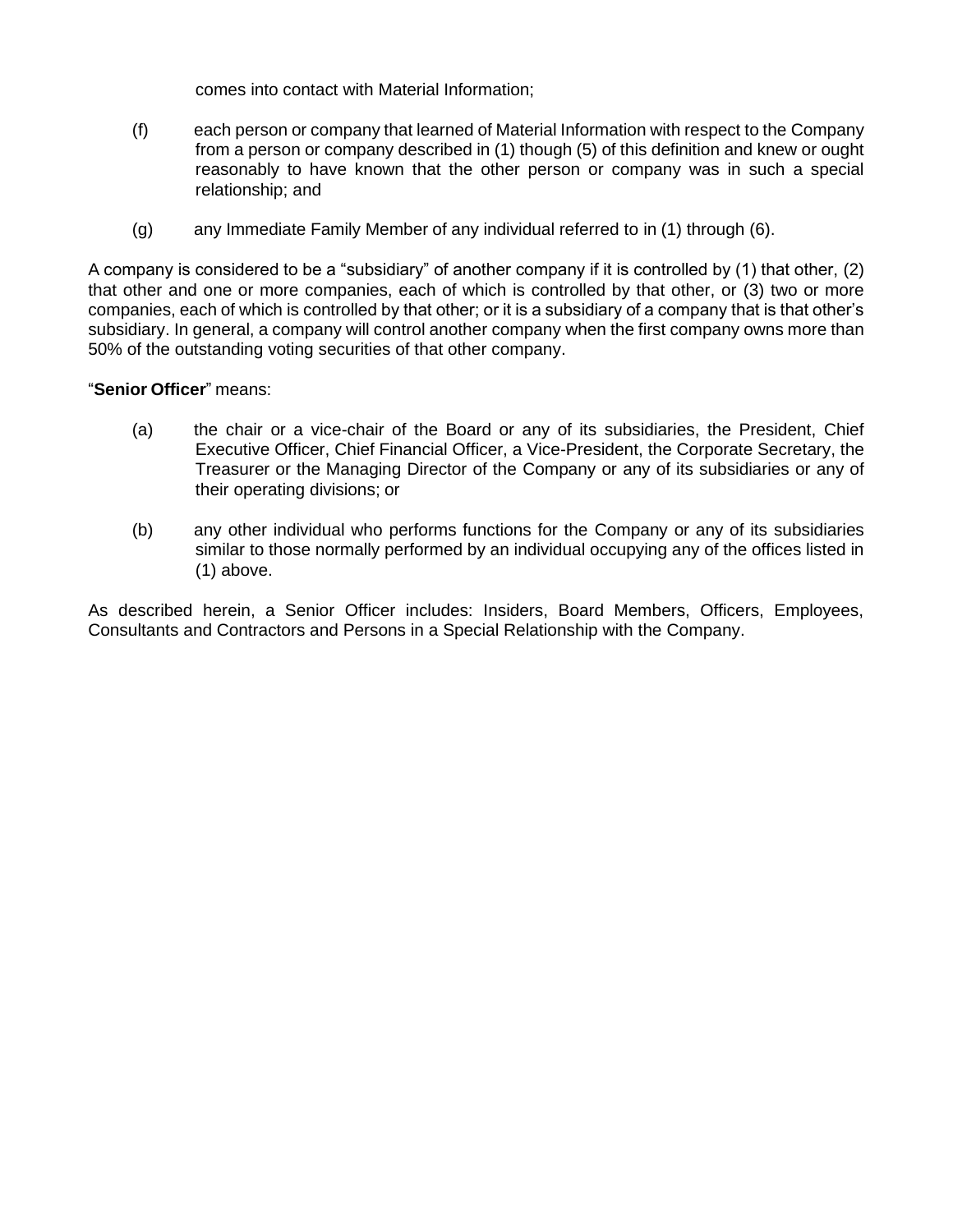comes into contact with Material Information;

(f) each person or company that learned of Material Information with respect to the Company from a person or company described in (1) though (5) of this definition and knew or ought reasonably to have known that the other person or company was in such a special relationship; and

(g) any Immediate Family Member of any individual referred to in (1) through (6).

A company is considered to be a "subsidiary" of another company if it is controlled by (1) that other, (2) that other and one or more companies, each of which is controlled by that other, or (3) two or more companies, each of which is controlled by that other; or it is a subsidiary of a company that is that other's subsidiary. In general, a company will control another company when the first company owns more than 50% of the outstanding voting securities of that other company.

"**Senior Officer**" means:

(a) the chair or a vice-chair of the Board or any of its subsidiaries, the President, Chief Executive Officer, Chief Financial Officer, a Vice-President, the Corporate Secretary, the Treasurer or the Managing Director of the Company or any of its subsidiaries or any of their operating divisions; or

(b) any other individual who performs functions for the Company or any of its subsidiaries similar to those normally performed by an individual occupying any of the offices listed in (1) above.

As described herein, a Senior Officer includes: Insiders, Board Members, Officers, Employees, Consultants and Contractors and Persons in a Special Relationship with the Company.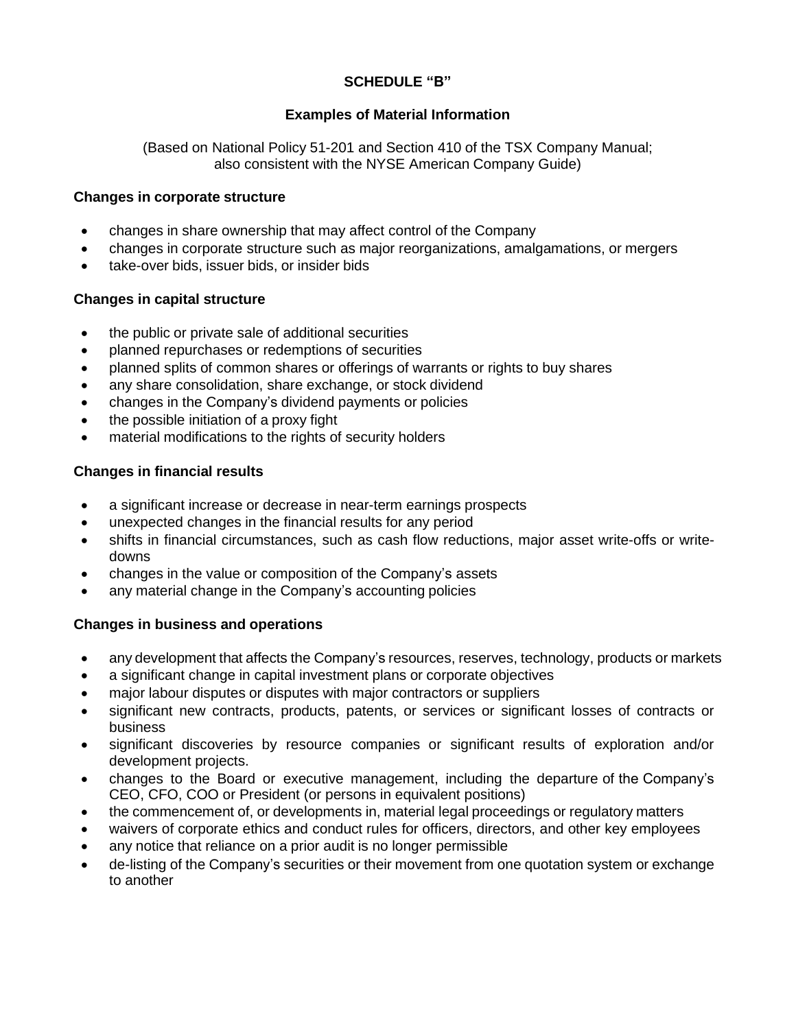# SCHEDULE "B"

## Examples of Material Information

(Based on National Policy 51-201 and Section 410 of the TSX Company Manual; also consistent with the NYSE American Company Guide)

**Changes in corporate structure**

- changes in share ownership that may affect control of the Company
- changes in corporate structure such as major reorganizations, amalgamations, or mergers
- take-over bids, issuer bids, or insider bids

**Changes in capital structure**

- the public or private sale of additional securities
- planned repurchases or redemptions of securities
- planned splits of common shares or offerings of warrants or rights to buy shares
- any share consolidation, share exchange, or stock dividend
- changes in the Company's dividend payments or policies
- the possible initiation of a proxy fight
- material modifications to the rights of security holders

**Changes in financial results**

- a significant increase or decrease in near-term earnings prospects
- unexpected changes in the financial results for any period
- shifts in financial circumstances, such as cash flow reductions, major asset write-offs or write-downs
- changes in the value or composition of the Company's assets
- any material change in the Company's accounting policies

**Changes in business and operations**

- any development that affects the Company's resources, reserves, technology, products or markets
- a significant change in capital investment plans or corporate objectives
- major labour disputes or disputes with major contractors or suppliers
- significant new contracts, products, patents, or services or significant losses of contracts or business
- significant discoveries by resource companies or significant results of exploration and/or development projects.
- changes to the Board or executive management, including the departure of the Company's CEO, CFO, COO or President (or persons in equivalent positions)
- the commencement of, or developments in, material legal proceedings or regulatory matters
- waivers of corporate ethics and conduct rules for officers, directors, and other key employees
- any notice that reliance on a prior audit is no longer permissible
- de-listing of the Company's securities or their movement from one quotation system or exchange to another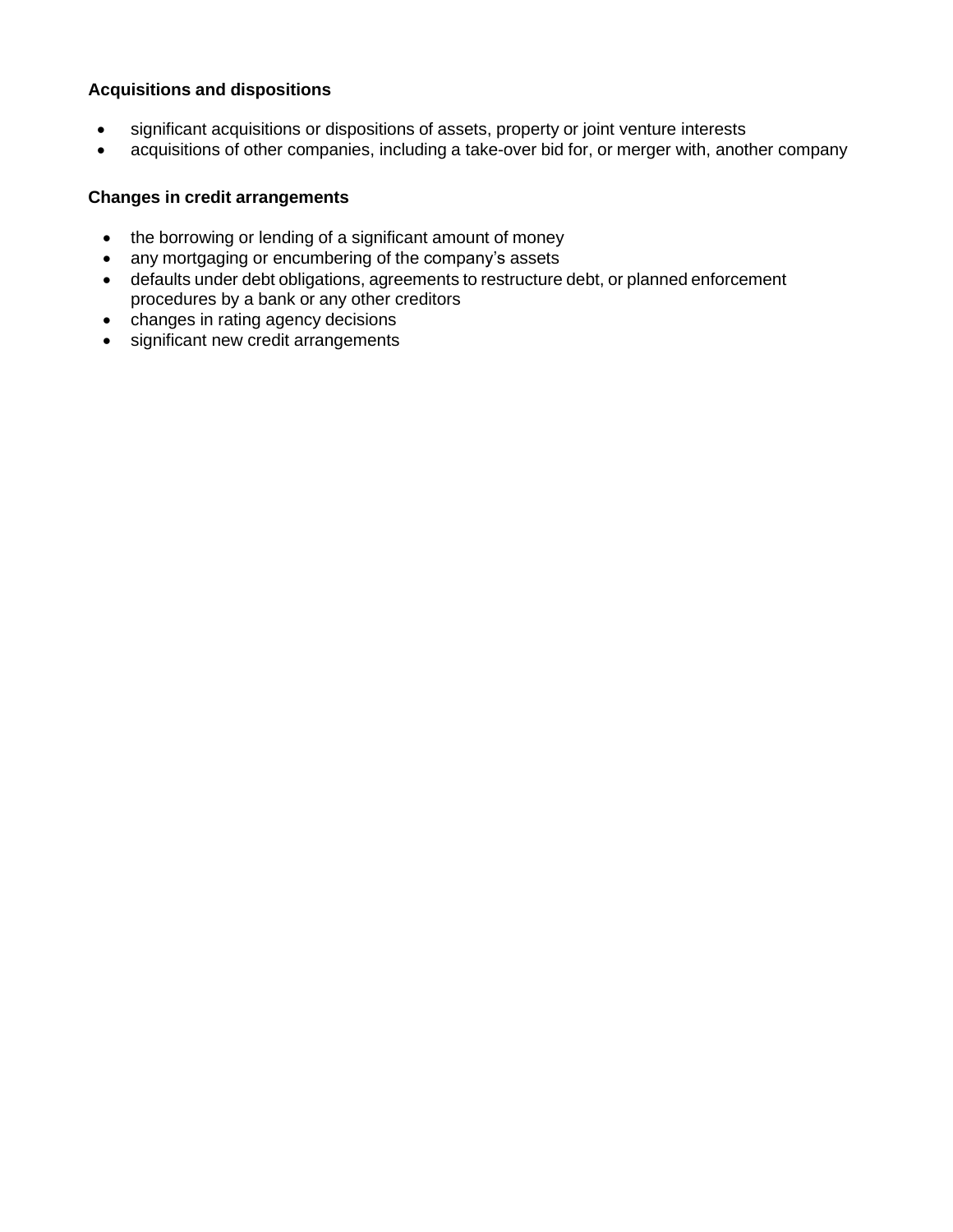**Acquisitions and dispositions**

- significant acquisitions or dispositions of assets, property or joint venture interests
- acquisitions of other companies, including a take-over bid for, or merger with, another company

**Changes in credit arrangements**

- the borrowing or lending of a significant amount of money
- any mortgaging or encumbering of the company's assets
- defaults under debt obligations, agreements to restructure debt, or planned enforcement procedures by a bank or any other creditors
- changes in rating agency decisions
- significant new credit arrangements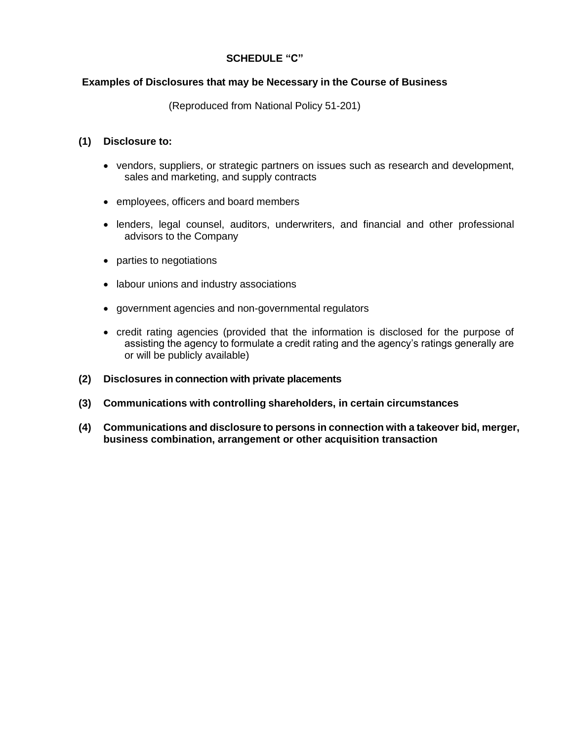# SCHEDULE "C"

## Examples of Disclosures that may be Necessary in the Course of Business

(Reproduced from National Policy 51-201)

**(1) Disclosure to:**

- vendors, suppliers, or strategic partners on issues such as research and development, sales and marketing, and supply contracts
- employees, officers and board members
- lenders, legal counsel, auditors, underwriters, and financial and other professional advisors to the Company
- parties to negotiations
- labour unions and industry associations
- government agencies and non-governmental regulators
- credit rating agencies (provided that the information is disclosed for the purpose of assisting the agency to formulate a credit rating and the agency's ratings generally are or will be publicly available)

**(2) Disclosures in connection with private placements**

**(3) Communications with controlling shareholders, in certain circumstances**

**(4) Communications and disclosure to persons in connection with a takeover bid, merger, business combination, arrangement or other acquisition transaction**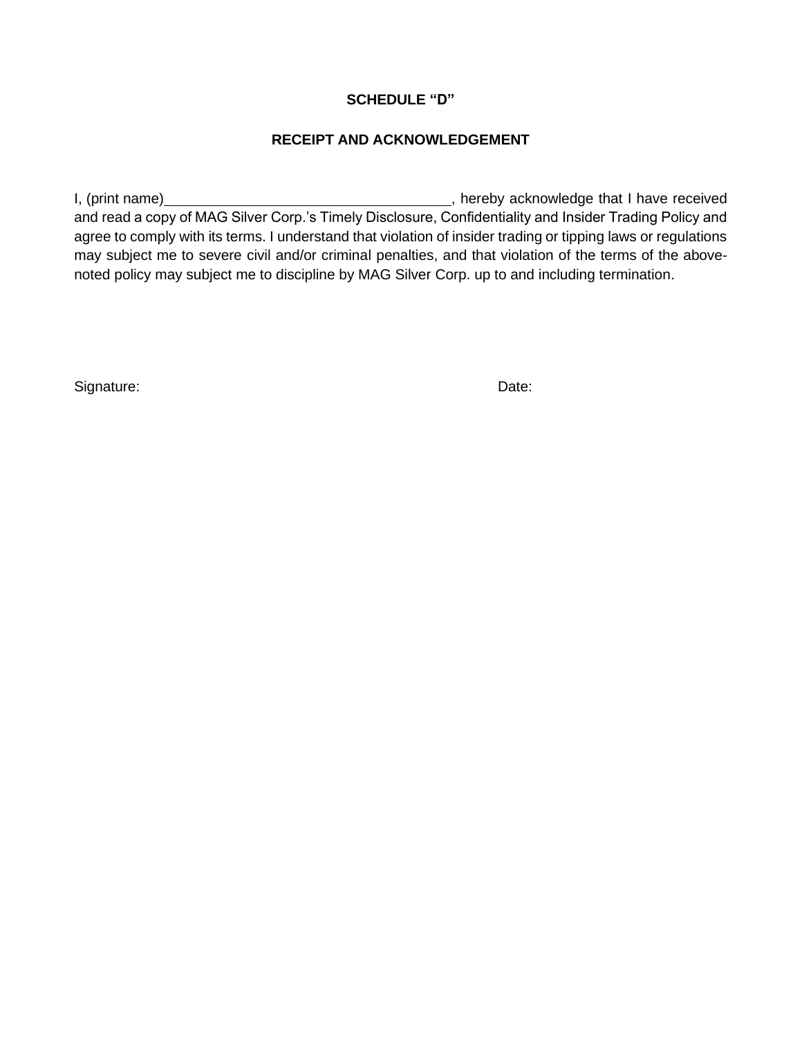**SCHEDULE "D"**

**RECEIPT AND ACKNOWLEDGEMENT**

I, (print name)\_\_\_\_\_\_\_\_\_\_\_\_\_\_\_\_\_\_\_\_\_\_\_\_\_\_\_\_\_\_\_\_\_\_\_\_, hereby acknowledge that I have received and read a copy of MAG Silver Corp.'s Timely Disclosure, Confidentiality and Insider Trading Policy and agree to comply with its terms. I understand that violation of insider trading or tipping laws or regulations may subject me to severe civil and/or criminal penalties, and that violation of the terms of the above-noted policy may subject me to discipline by MAG Silver Corp. up to and including termination.

Signature: Date: